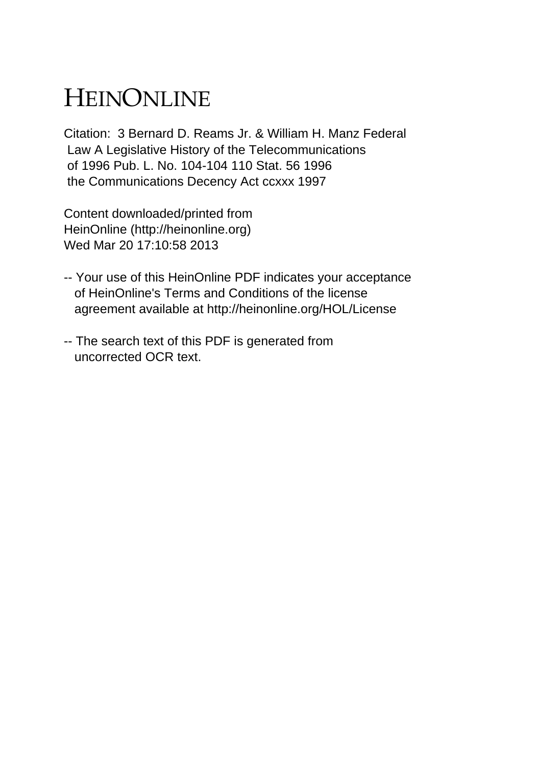# HEINONLINE

Citation: 3 Bernard D. Reams Jr. & William H. Manz Federal Law A Legislative History of the Telecommunications of 1996 Pub. L. No. 104-104 110 Stat. 56 1996 the Communications Decency Act ccxxx 1997

Content downloaded/printed from HeinOnline (http://heinonline.org) Wed Mar 20 17:10:58 2013

-- Your use of this HeinOnline PDF indicates your acceptance of HeinOnline's Terms and Conditions of the license agreement available at http://heinonline.org/HOL/License

-- The search text of this PDF is generated from uncorrected OCR text.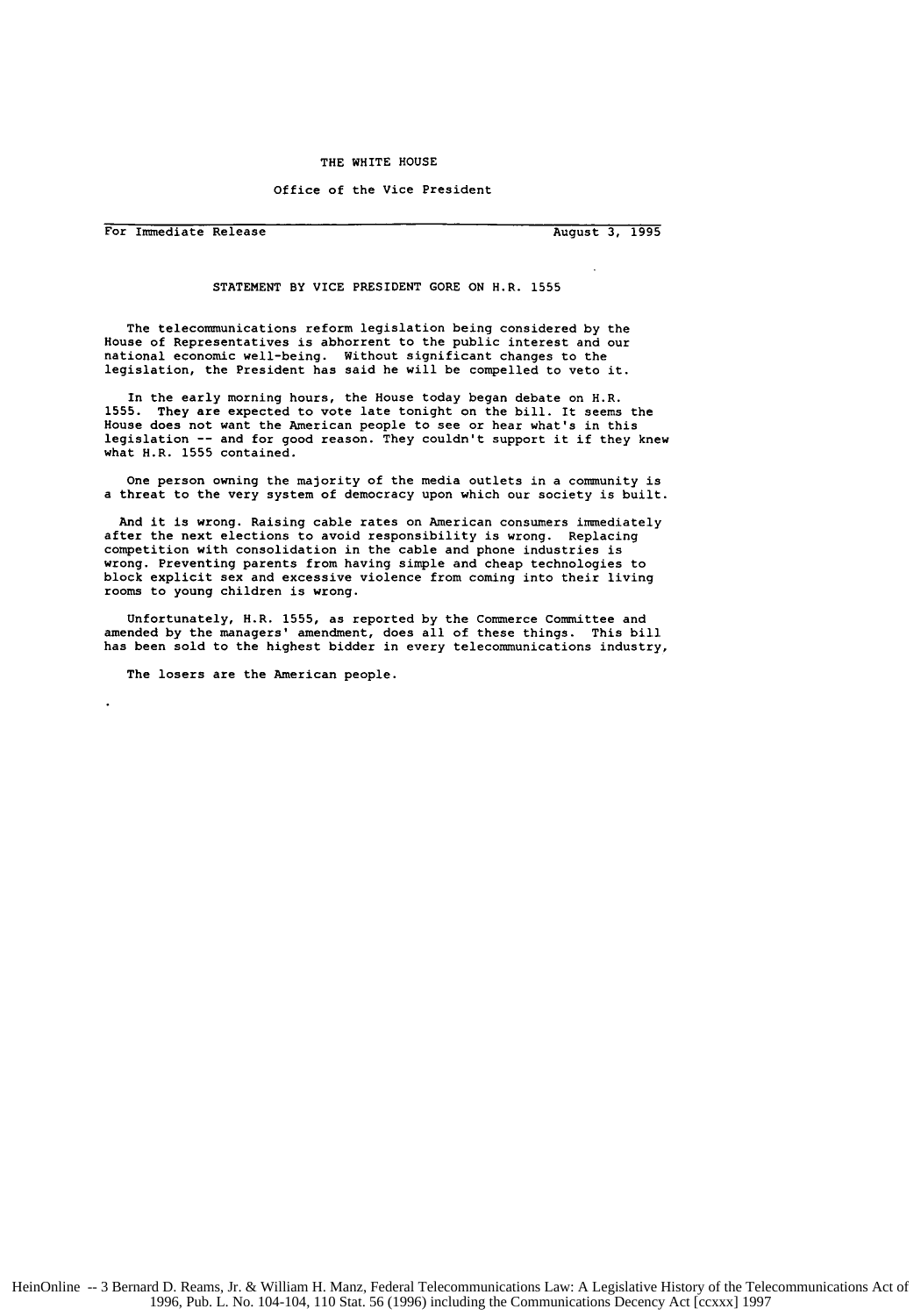THE WHITE HOUSE

Office of the Vice President

For Immediate Release August 3, 1995

STATEMENT BY VICE PRESIDENT GORE ON H.R. 1555

The telecommunications reform legislation being considered by the House of Representatives is abhorrent to the public interest and our national economic well-being. Without significant changes to the legislation, the President has said he will be compelled to veto it.

In the early morning hours, the House today began debate on H.R. 1555. They are expected to vote late tonight on the bill. It seems the House does not want the American people to see or hear what's in this legislation -- and for good reason. They couldn't support it if they knew what H.R. 1555 contained.

One person owning the majority of the media outlets in a community is a threat to the very system of democracy upon which our society is built.

And it is wrong. Raising cable rates on American consumers immediately after the next elections to avoid responsibility is wrong. Replacing competition with consolidation in the cable and phone industries is wrong. Preventing parents from having simple and cheap technologies to block explicit sex and excessive violence from coming into their living rooms to young children is wrong.

Unfortunately, H.R. 1555, as reported by the Commerce Committee and amended by the managers' amendment, does all of these things. This bill has been sold to the highest bidder in every telecommunications industry,

The losers are the American people.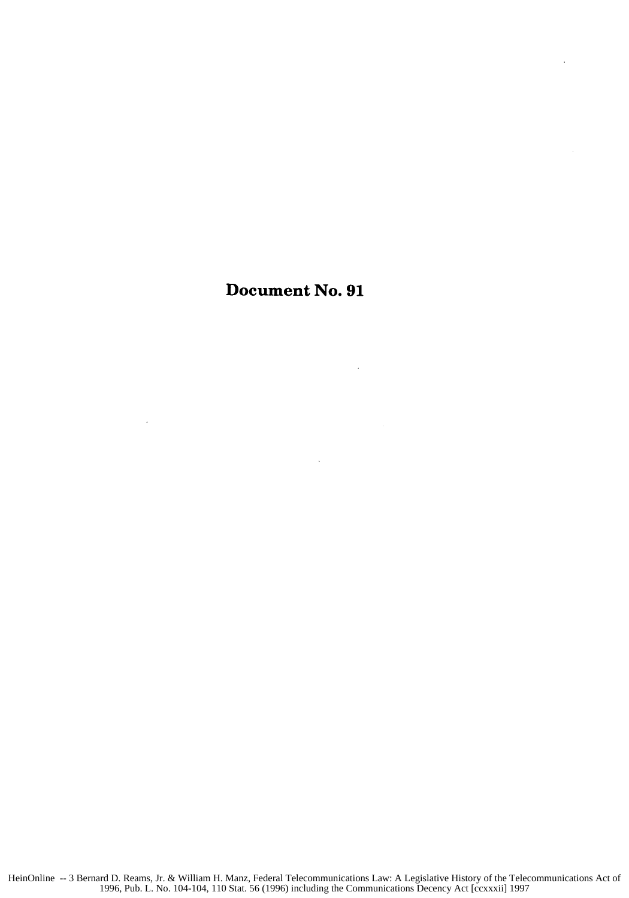# Document No. 91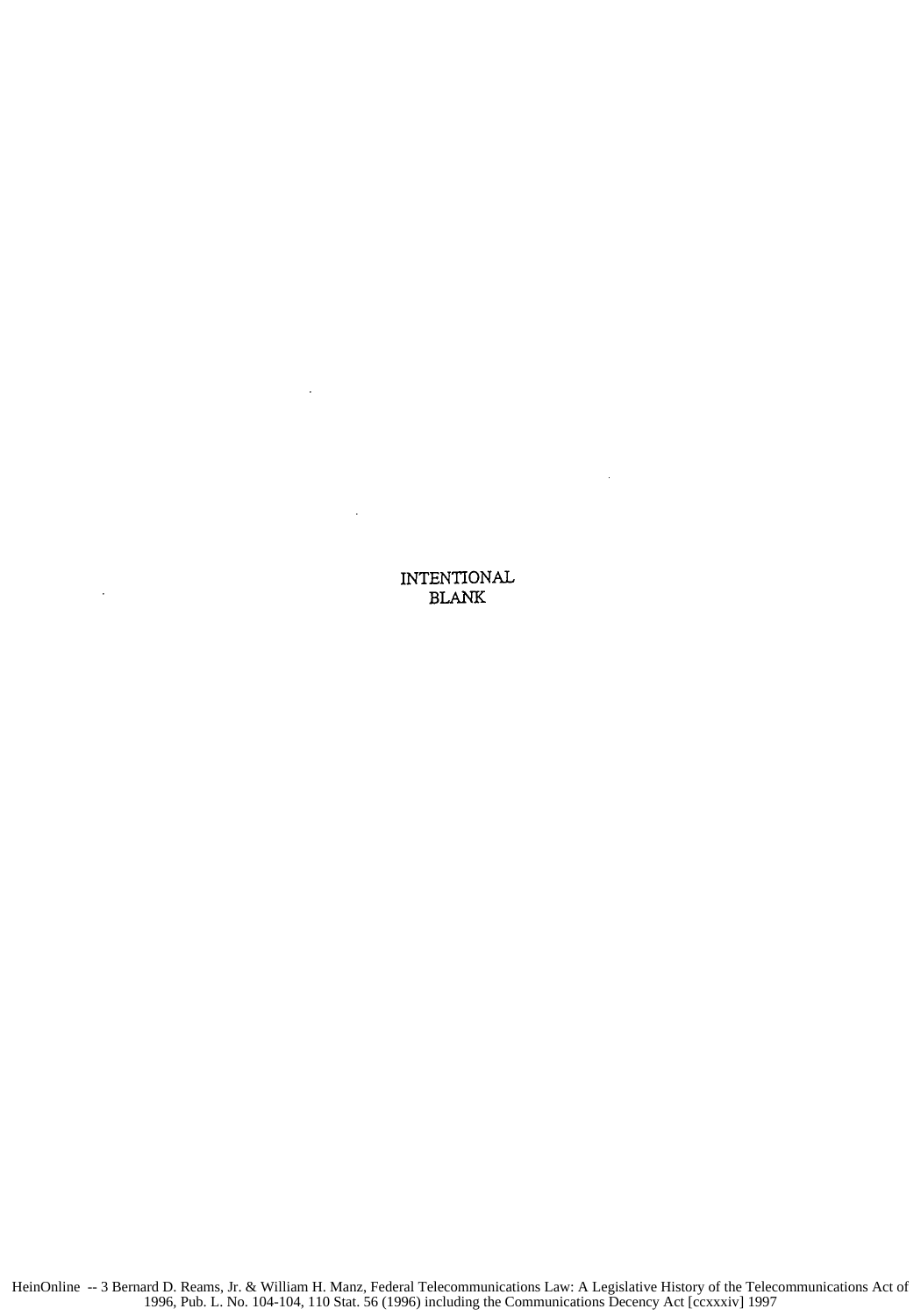INTENTIONAL
BLANK